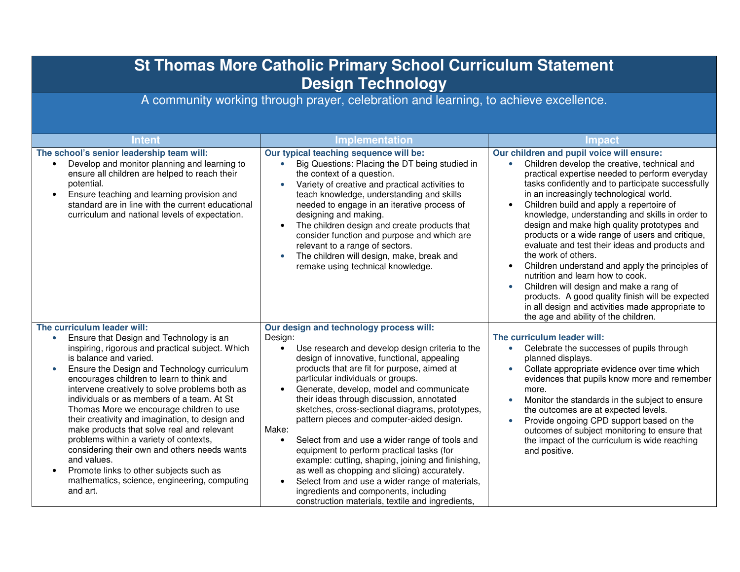# St Thomas More Catholic Primary School Curriculum Statement
# Design Technology

A community working through prayer, celebration and learning, to achieve excellence.

| Intent | Implementation | Impact |
|---|---|---|
| **The school's senior leadership team will:**<br>• Develop and monitor planning and learning to ensure all children are helped to reach their potential.<br>• Ensure teaching and learning provision and standard are in line with the current educational curriculum and national levels of expectation. | **Our typical teaching sequence will be:**<br>• Big Questions: Placing the DT being studied in the context of a question.<br>• Variety of creative and practical activities to teach knowledge, understanding and skills needed to engage in an iterative process of designing and making.<br>• The children design and create products that consider function and purpose and which are relevant to a range of sectors.<br>• The children will design, make, break and remake using technical knowledge. | **Our children and pupil voice will ensure:**<br>• Children develop the creative, technical and practical expertise needed to perform everyday tasks confidently and to participate successfully in an increasingly technological world.<br>• Children build and apply a repertoire of knowledge, understanding and skills in order to design and make high quality prototypes and products or a wide range of users and critique, evaluate and test their ideas and products and the work of others.<br>• Children understand and apply the principles of nutrition and learn how to cook.<br>• Children will design and make a rang of products. A good quality finish will be expected in all design and activities made appropriate to the age and ability of the children. |
| **The curriculum leader will:**<br>• Ensure that Design and Technology is an inspiring, rigorous and practical subject. Which is balance and varied.<br>• Ensure the Design and Technology curriculum encourages children to learn to think and intervene creatively to solve problems both as individuals or as members of a team. At St Thomas More we encourage children to use their creativity and imagination, to design and make products that solve real and relevant problems within a variety of contexts, considering their own and others needs wants and values.<br>• Promote links to other subjects such as mathematics, science, engineering, computing and art. | **Our design and technology process will:**<br>Design:<br>• Use research and develop design criteria to the design of innovative, functional, appealing products that are fit for purpose, aimed at particular individuals or groups.<br>• Generate, develop, model and communicate their ideas through discussion, annotated sketches, cross-sectional diagrams, prototypes, pattern pieces and computer-aided design.<br>Make:<br>• Select from and use a wider range of tools and equipment to perform practical tasks (for example: cutting, shaping, joining and finishing, as well as chopping and slicing) accurately.<br>• Select from and use a wider range of materials, ingredients and components, including construction materials, textile and ingredients, | **The curriculum leader will:**<br>• Celebrate the successes of pupils through planned displays.<br>• Collate appropriate evidence over time which evidences that pupils know more and remember more.<br>• Monitor the standards in the subject to ensure the outcomes are at expected levels.<br>• Provide ongoing CPD support based on the outcomes of subject monitoring to ensure that the impact of the curriculum is wide reaching and positive. |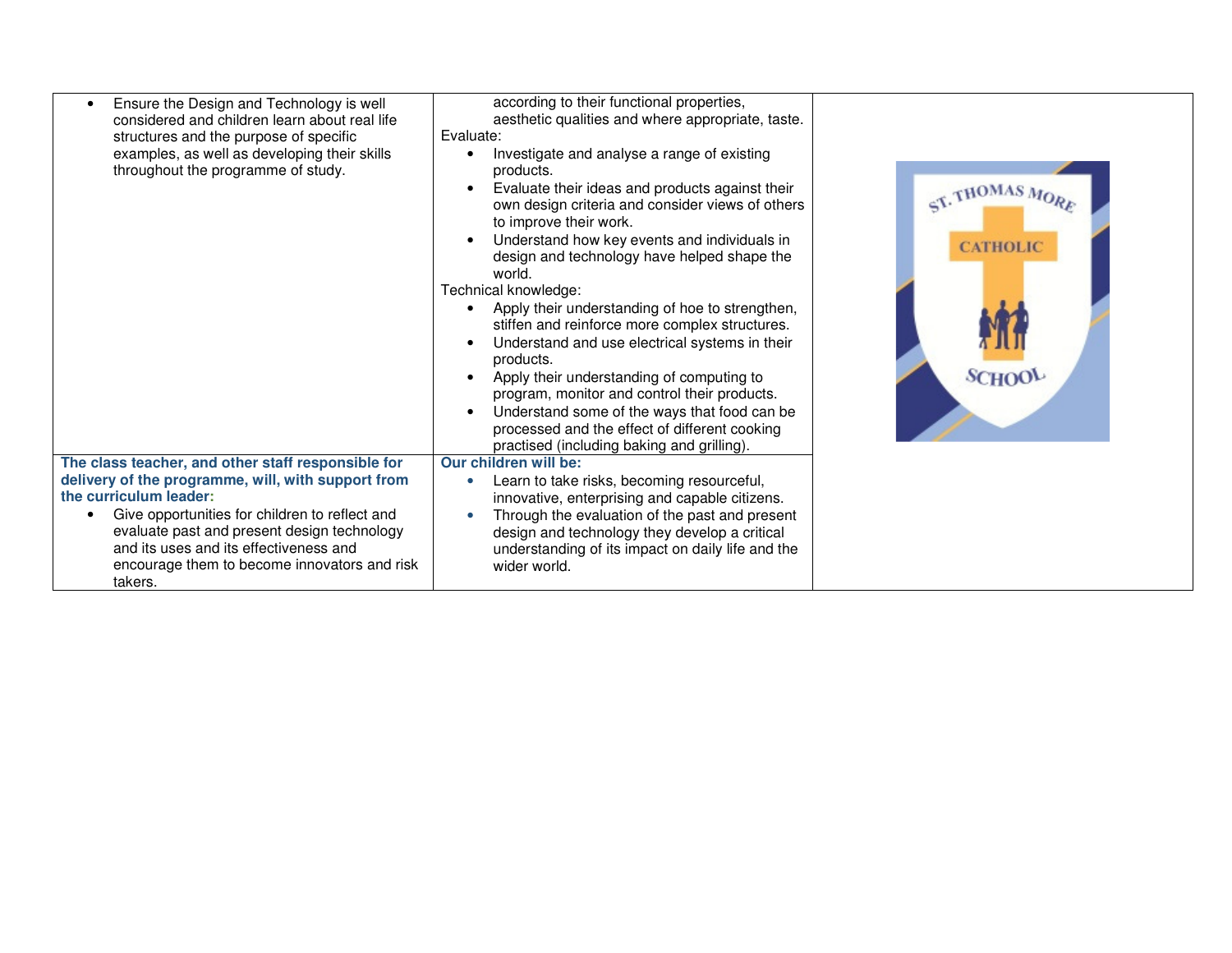| | | |
|---|---|---|
| • Ensure the Design and Technology is well considered and children learn about real life structures and the purpose of specific examples, as well as developing their skills throughout the programme of study. | according to their functional properties, aesthetic qualities and where appropriate, taste.<br>Evaluate:<br>• Investigate and analyse a range of existing products.<br>• Evaluate their ideas and products against their own design criteria and consider views of others to improve their work.<br>• Understand how key events and individuals in design and technology have helped shape the world.<br>Technical knowledge:<br>• Apply their understanding of hoe to strengthen, stiffen and reinforce more complex structures.<br>• Understand and use electrical systems in their products.<br>• Apply their understanding of computing to program, monitor and control their products.<br>• Understand some of the ways that food can be processed and the effect of different cooking practised (including baking and grilling). | ST. THOMAS MORE CATHOLIC SCHOOL |
| **The class teacher, and other staff responsible for delivery of the programme, will, with support from the curriculum leader:**<br>• Give opportunities for children to reflect and evaluate past and present design technology and its uses and its effectiveness and encourage them to become innovators and risk takers. | **Our children will be:**<br>• Learn to take risks, becoming resourceful, innovative, enterprising and capable citizens.<br>• Through the evaluation of the past and present design and technology they develop a critical understanding of its impact on daily life and the wider world. | |